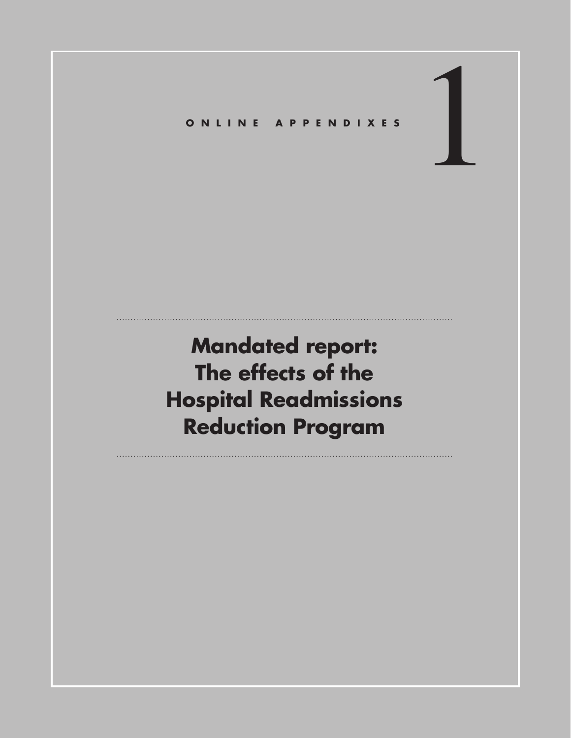ONLINE APPENDIXES

# 1

# Mandated report: The effects of the Hospital Readmissions Reduction Program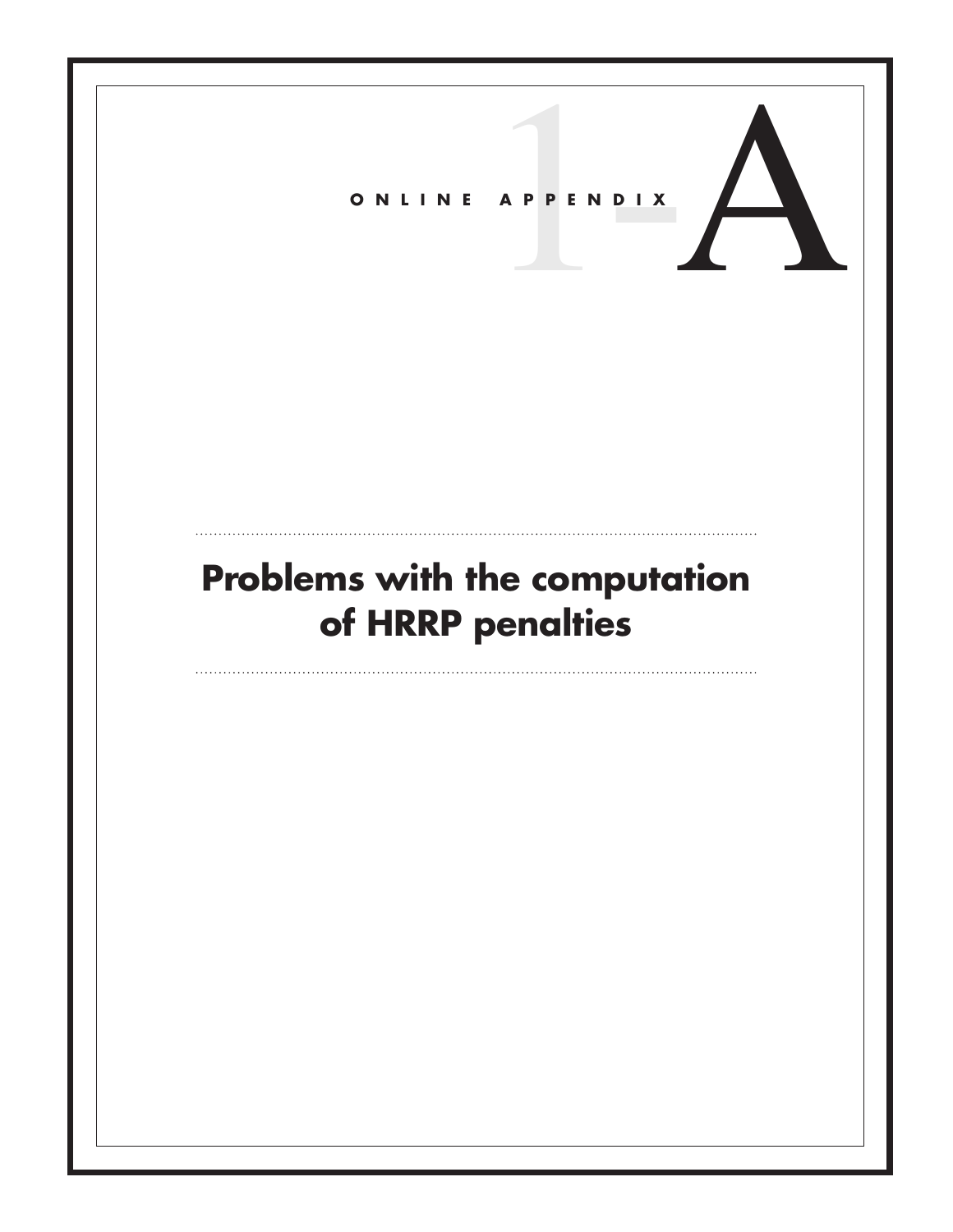ONLINE APPENDIX 1-A

# Problems with the computation of HRRP penalties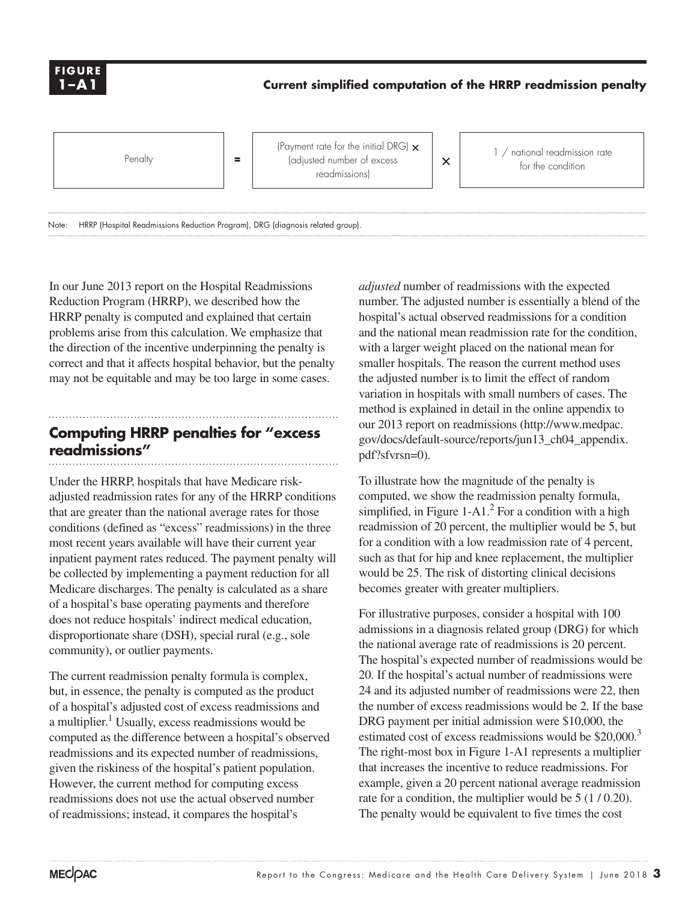**FIGURE 1–A1**

**Current simplified computation of the HRRP readmission penalty**

| Penalty | = | (Payment rate for the initial DRG) × (adjusted number of excess readmissions) | × | 1 / national readmission rate for the condition |
|---|---|---|---|---|

Note: HRRP (Hospital Readmissions Reduction Program), DRG (diagnosis related group).

In our June 2013 report on the Hospital Readmissions Reduction Program (HRRP), we described how the HRRP penalty is computed and explained that certain problems arise from this calculation. We emphasize that the direction of the incentive underpinning the penalty is correct and that it affects hospital behavior, but the penalty may not be equitable and may be too large in some cases.

## Computing HRRP penalties for "excess readmissions"

Under the HRRP, hospitals that have Medicare risk-adjusted readmission rates for any of the HRRP conditions that are greater than the national average rates for those conditions (defined as "excess" readmissions) in the three most recent years available will have their current year inpatient payment rates reduced. The payment penalty will be collected by implementing a payment reduction for all Medicare discharges. The penalty is calculated as a share of a hospital's base operating payments and therefore does not reduce hospitals' indirect medical education, disproportionate share (DSH), special rural (e.g., sole community), or outlier payments.

The current readmission penalty formula is complex, but, in essence, the penalty is computed as the product of a hospital's adjusted cost of excess readmissions and a multiplier.[1] Usually, excess readmissions would be computed as the difference between a hospital's observed readmissions and its expected number of readmissions, given the riskiness of the hospital's patient population. However, the current method for computing excess readmissions does not use the actual observed number of readmissions; instead, it compares the hospital's *adjusted* number of readmissions with the expected number. The adjusted number is essentially a blend of the hospital's actual observed readmissions for a condition and the national mean readmission rate for the condition, with a larger weight placed on the national mean for smaller hospitals. The reason the current method uses the adjusted number is to limit the effect of random variation in hospitals with small numbers of cases. The method is explained in detail in the online appendix to our 2013 report on readmissions (http://www.medpac.gov/docs/default-source/reports/jun13_ch04_appendix.pdf?sfvrsn=0).

To illustrate how the magnitude of the penalty is computed, we show the readmission penalty formula, simplified, in Figure 1-A1.[2] For a condition with a high readmission of 20 percent, the multiplier would be 5, but for a condition with a low readmission rate of 4 percent, such as that for hip and knee replacement, the multiplier would be 25. The risk of distorting clinical decisions becomes greater with greater multipliers.

For illustrative purposes, consider a hospital with 100 admissions in a diagnosis related group (DRG) for which the national average rate of readmissions is 20 percent. The hospital's expected number of readmissions would be 20. If the hospital's actual number of readmissions were 24 and its adjusted number of readmissions were 22, then the number of excess readmissions would be 2. If the base DRG payment per initial admission were $10,000, the estimated cost of excess readmissions would be $20,000.[3] The right-most box in Figure 1-A1 represents a multiplier that increases the incentive to reduce readmissions. For example, given a 20 percent national average readmission rate for a condition, the multiplier would be 5 (1 / 0.20). The penalty would be equivalent to five times the cost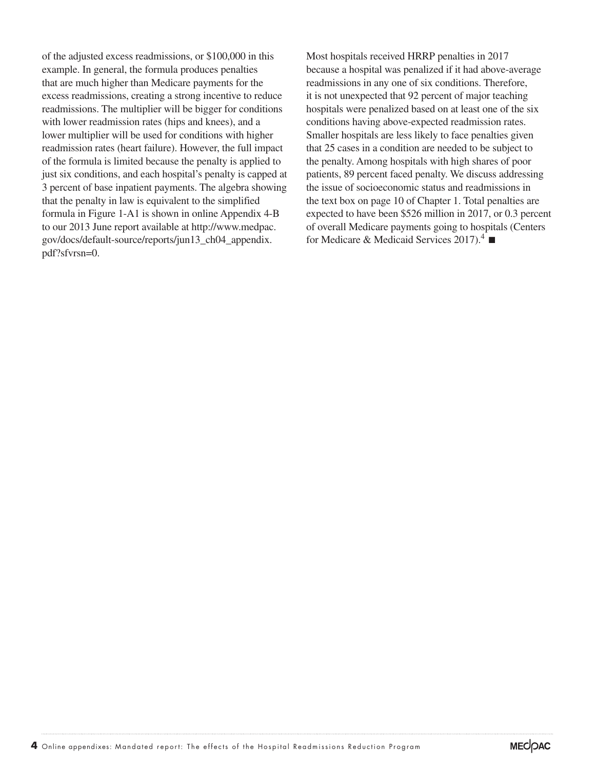of the adjusted excess readmissions, or $100,000 in this example. In general, the formula produces penalties that are much higher than Medicare payments for the excess readmissions, creating a strong incentive to reduce readmissions. The multiplier will be bigger for conditions with lower readmission rates (hips and knees), and a lower multiplier will be used for conditions with higher readmission rates (heart failure). However, the full impact of the formula is limited because the penalty is applied to just six conditions, and each hospital's penalty is capped at 3 percent of base inpatient payments. The algebra showing that the penalty in law is equivalent to the simplified formula in Figure 1-A1 is shown in online Appendix 4-B to our 2013 June report available at http://www.medpac.gov/docs/default-source/reports/jun13_ch04_appendix.pdf?sfvrsn=0.

Most hospitals received HRRP penalties in 2017 because a hospital was penalized if it had above-average readmissions in any one of six conditions. Therefore, it is not unexpected that 92 percent of major teaching hospitals were penalized based on at least one of the six conditions having above-expected readmission rates. Smaller hospitals are less likely to face penalties given that 25 cases in a condition are needed to be subject to the penalty. Among hospitals with high shares of poor patients, 89 percent faced penalty. We discuss addressing the issue of socioeconomic status and readmissions in the text box on page 10 of Chapter 1. Total penalties are expected to have been $526 million in 2017, or 0.3 percent of overall Medicare payments going to hospitals (Centers for Medicare & Medicaid Services 2017).[4] ■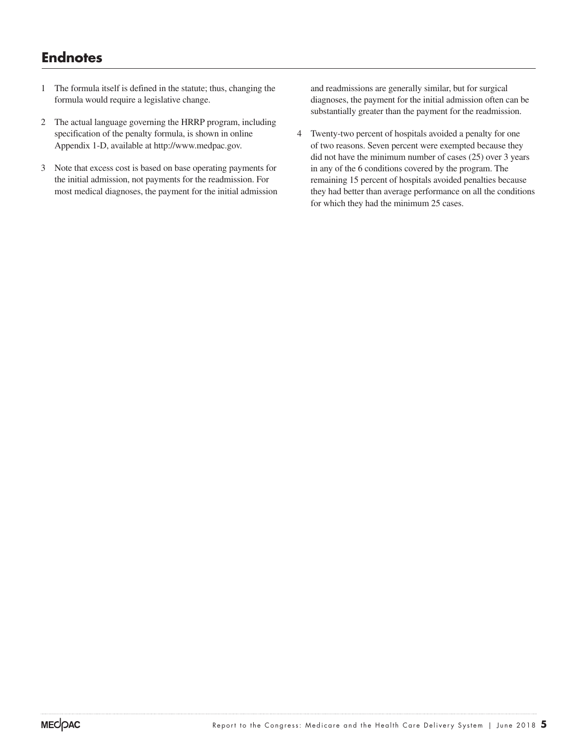## Endnotes

1 The formula itself is defined in the statute; thus, changing the formula would require a legislative change.

2 The actual language governing the HRRP program, including specification of the penalty formula, is shown in online Appendix 1-D, available at http://www.medpac.gov.

3 Note that excess cost is based on base operating payments for the initial admission, not payments for the readmission. For most medical diagnoses, the payment for the initial admission and readmissions are generally similar, but for surgical diagnoses, the payment for the initial admission often can be substantially greater than the payment for the readmission.

4 Twenty-two percent of hospitals avoided a penalty for one of two reasons. Seven percent were exempted because they did not have the minimum number of cases (25) over 3 years in any of the 6 conditions covered by the program. The remaining 15 percent of hospitals avoided penalties because they had better than average performance on all the conditions for which they had the minimum 25 cases.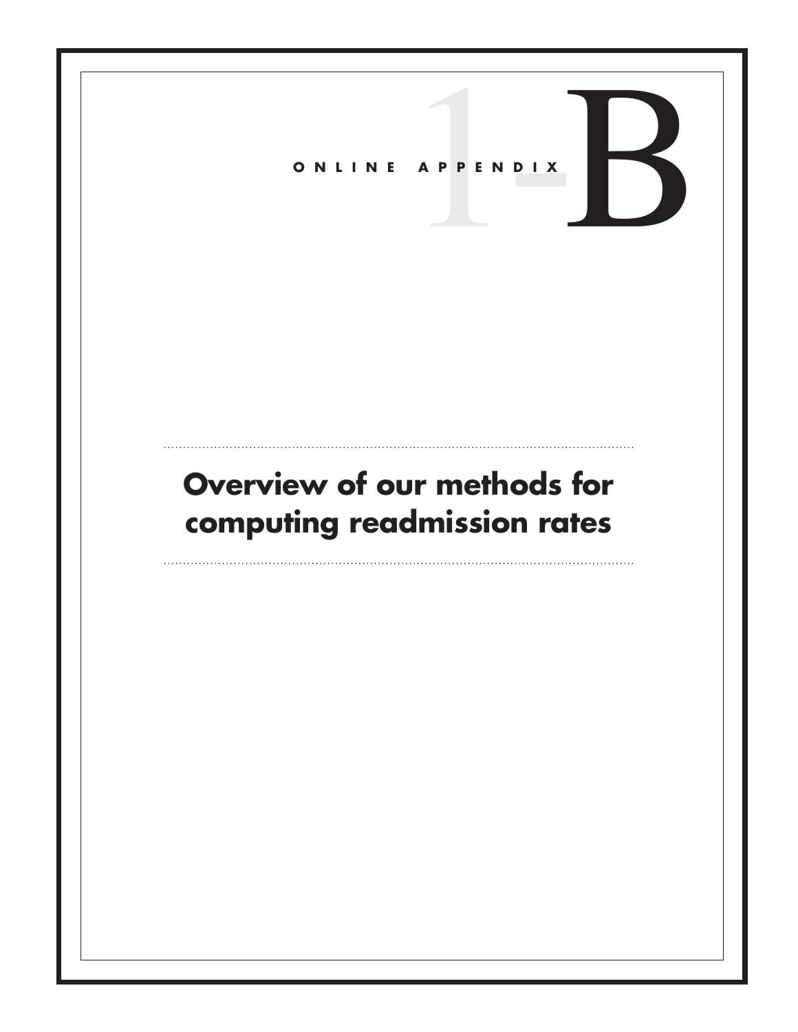ONLINE APPENDIX 1-B

# Overview of our methods for computing readmission rates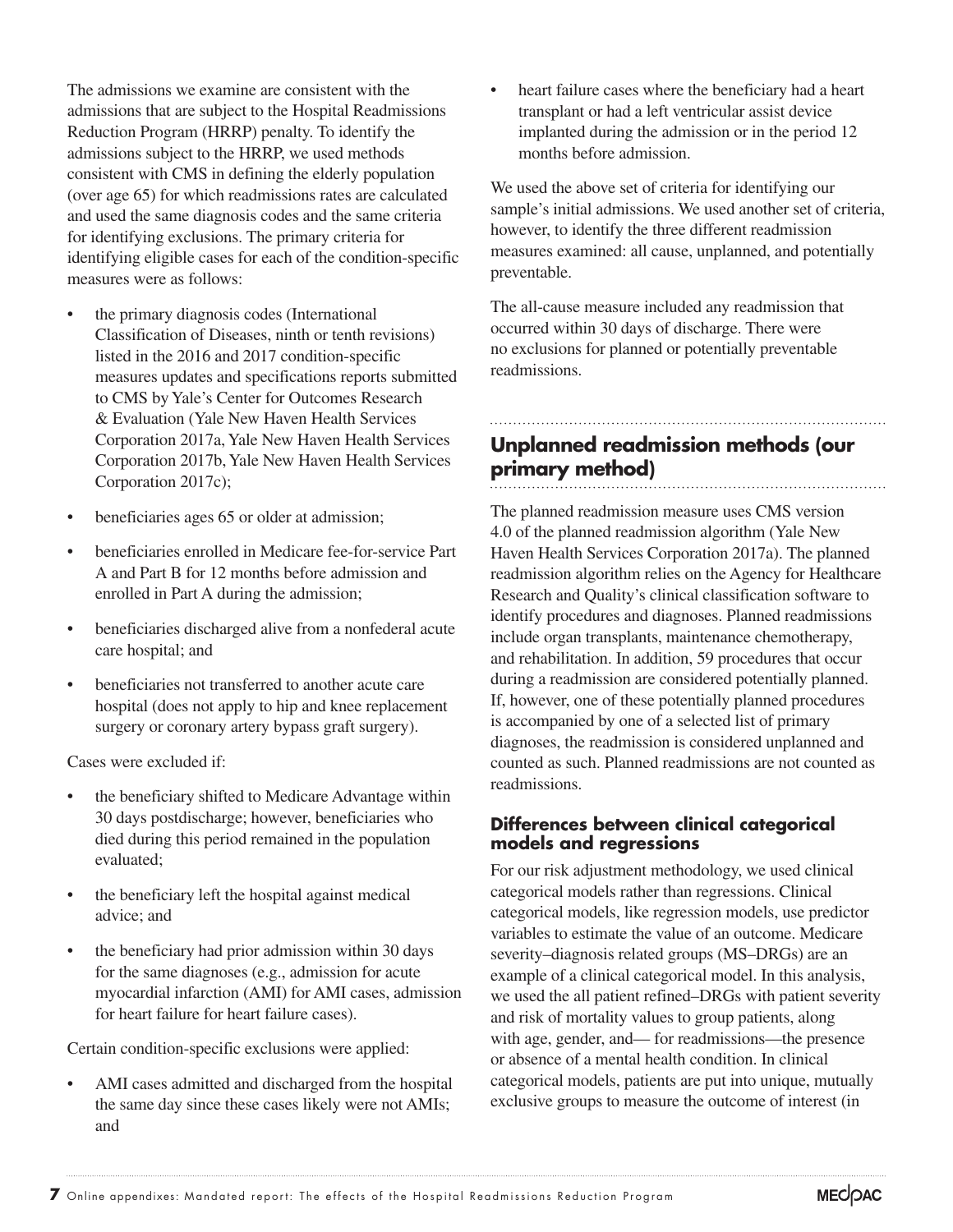The admissions we examine are consistent with the admissions that are subject to the Hospital Readmissions Reduction Program (HRRP) penalty. To identify the admissions subject to the HRRP, we used methods consistent with CMS in defining the elderly population (over age 65) for which readmissions rates are calculated and used the same diagnosis codes and the same criteria for identifying exclusions. The primary criteria for identifying eligible cases for each of the condition-specific measures were as follows:

- the primary diagnosis codes (International Classification of Diseases, ninth or tenth revisions) listed in the 2016 and 2017 condition-specific measures updates and specifications reports submitted to CMS by Yale's Center for Outcomes Research & Evaluation (Yale New Haven Health Services Corporation 2017a, Yale New Haven Health Services Corporation 2017b, Yale New Haven Health Services Corporation 2017c);
- beneficiaries ages 65 or older at admission;
- beneficiaries enrolled in Medicare fee-for-service Part A and Part B for 12 months before admission and enrolled in Part A during the admission;
- beneficiaries discharged alive from a nonfederal acute care hospital; and
- beneficiaries not transferred to another acute care hospital (does not apply to hip and knee replacement surgery or coronary artery bypass graft surgery).

Cases were excluded if:

- the beneficiary shifted to Medicare Advantage within 30 days postdischarge; however, beneficiaries who died during this period remained in the population evaluated;
- the beneficiary left the hospital against medical advice; and
- the beneficiary had prior admission within 30 days for the same diagnoses (e.g., admission for acute myocardial infarction (AMI) for AMI cases, admission for heart failure for heart failure cases).

Certain condition-specific exclusions were applied:

- AMI cases admitted and discharged from the hospital the same day since these cases likely were not AMIs; and
- heart failure cases where the beneficiary had a heart transplant or had a left ventricular assist device implanted during the admission or in the period 12 months before admission.

We used the above set of criteria for identifying our sample's initial admissions. We used another set of criteria, however, to identify the three different readmission measures examined: all cause, unplanned, and potentially preventable.

The all-cause measure included any readmission that occurred within 30 days of discharge. There were no exclusions for planned or potentially preventable readmissions.

## Unplanned readmission methods (our primary method)

The planned readmission measure uses CMS version 4.0 of the planned readmission algorithm (Yale New Haven Health Services Corporation 2017a). The planned readmission algorithm relies on the Agency for Healthcare Research and Quality's clinical classification software to identify procedures and diagnoses. Planned readmissions include organ transplants, maintenance chemotherapy, and rehabilitation. In addition, 59 procedures that occur during a readmission are considered potentially planned. If, however, one of these potentially planned procedures is accompanied by one of a selected list of primary diagnoses, the readmission is considered unplanned and counted as such. Planned readmissions are not counted as readmissions.

### Differences between clinical categorical models and regressions

For our risk adjustment methodology, we used clinical categorical models rather than regressions. Clinical categorical models, like regression models, use predictor variables to estimate the value of an outcome. Medicare severity–diagnosis related groups (MS–DRGs) are an example of a clinical categorical model. In this analysis, we used the all patient refined–DRGs with patient severity and risk of mortality values to group patients, along with age, gender, and— for readmissions—the presence or absence of a mental health condition. In clinical categorical models, patients are put into unique, mutually exclusive groups to measure the outcome of interest (in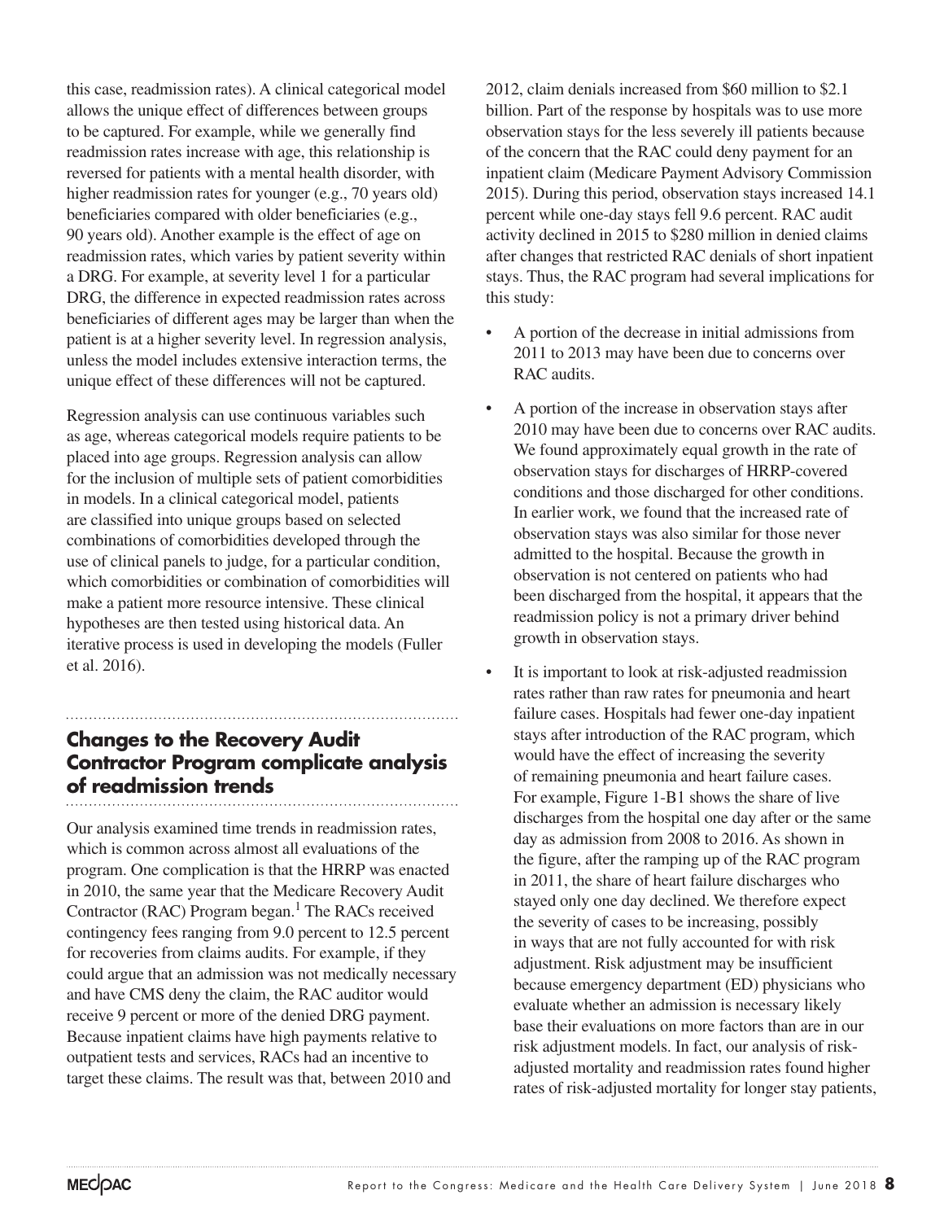this case, readmission rates). A clinical categorical model allows the unique effect of differences between groups to be captured. For example, while we generally find readmission rates increase with age, this relationship is reversed for patients with a mental health disorder, with higher readmission rates for younger (e.g., 70 years old) beneficiaries compared with older beneficiaries (e.g., 90 years old). Another example is the effect of age on readmission rates, which varies by patient severity within a DRG. For example, at severity level 1 for a particular DRG, the difference in expected readmission rates across beneficiaries of different ages may be larger than when the patient is at a higher severity level. In regression analysis, unless the model includes extensive interaction terms, the unique effect of these differences will not be captured.

Regression analysis can use continuous variables such as age, whereas categorical models require patients to be placed into age groups. Regression analysis can allow for the inclusion of multiple sets of patient comorbidities in models. In a clinical categorical model, patients are classified into unique groups based on selected combinations of comorbidities developed through the use of clinical panels to judge, for a particular condition, which comorbidities or combination of comorbidities will make a patient more resource intensive. These clinical hypotheses are then tested using historical data. An iterative process is used in developing the models (Fuller et al. 2016).

## Changes to the Recovery Audit Contractor Program complicate analysis of readmission trends

Our analysis examined time trends in readmission rates, which is common across almost all evaluations of the program. One complication is that the HRRP was enacted in 2010, the same year that the Medicare Recovery Audit Contractor (RAC) Program began.[1] The RACs received contingency fees ranging from 9.0 percent to 12.5 percent for recoveries from claims audits. For example, if they could argue that an admission was not medically necessary and have CMS deny the claim, the RAC auditor would receive 9 percent or more of the denied DRG payment. Because inpatient claims have high payments relative to outpatient tests and services, RACs had an incentive to target these claims. The result was that, between 2010 and 2012, claim denials increased from $60 million to $2.1 billion. Part of the response by hospitals was to use more observation stays for the less severely ill patients because of the concern that the RAC could deny payment for an inpatient claim (Medicare Payment Advisory Commission 2015). During this period, observation stays increased 14.1 percent while one-day stays fell 9.6 percent. RAC audit activity declined in 2015 to $280 million in denied claims after changes that restricted RAC denials of short inpatient stays. Thus, the RAC program had several implications for this study:

- A portion of the decrease in initial admissions from 2011 to 2013 may have been due to concerns over RAC audits.
- A portion of the increase in observation stays after 2010 may have been due to concerns over RAC audits. We found approximately equal growth in the rate of observation stays for discharges of HRRP-covered conditions and those discharged for other conditions. In earlier work, we found that the increased rate of observation stays was also similar for those never admitted to the hospital. Because the growth in observation is not centered on patients who had been discharged from the hospital, it appears that the readmission policy is not a primary driver behind growth in observation stays.
- It is important to look at risk-adjusted readmission rates rather than raw rates for pneumonia and heart failure cases. Hospitals had fewer one-day inpatient stays after introduction of the RAC program, which would have the effect of increasing the severity of remaining pneumonia and heart failure cases. For example, Figure 1-B1 shows the share of live discharges from the hospital one day after or the same day as admission from 2008 to 2016. As shown in the figure, after the ramping up of the RAC program in 2011, the share of heart failure discharges who stayed only one day declined. We therefore expect the severity of cases to be increasing, possibly in ways that are not fully accounted for with risk adjustment. Risk adjustment may be insufficient because emergency department (ED) physicians who evaluate whether an admission is necessary likely base their evaluations on more factors than are in our risk adjustment models. In fact, our analysis of risk-adjusted mortality and readmission rates found higher rates of risk-adjusted mortality for longer stay patients,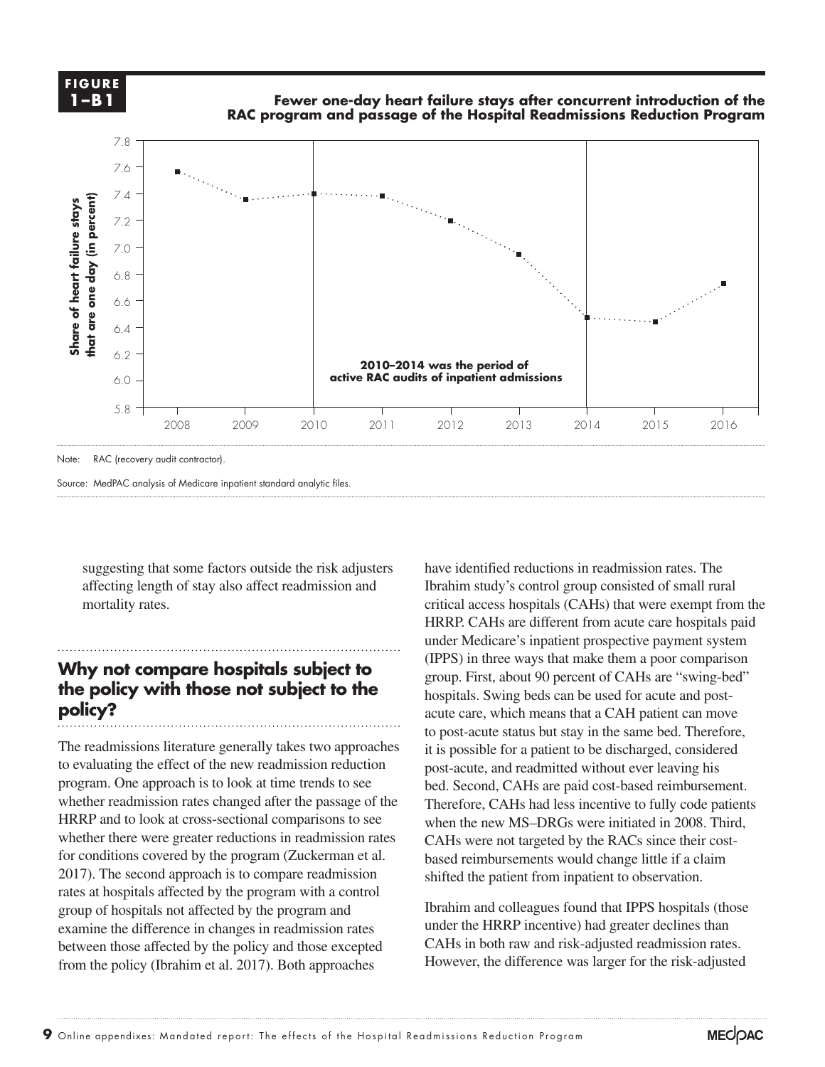**FIGURE 1–B1**

**Fewer one-day heart failure stays after concurrent introduction of the RAC program and passage of the Hospital Readmissions Reduction Program**

| Year | Share of heart failure stays that are one day (in percent) |
|---|---|
| 2008 | 7.56 |
| 2009 | 7.35 |
| 2010 | 7.40 |
| 2011 | 7.38 |
| 2012 | 7.19 |
| 2013 | 6.95 |
| 2014 | 6.47 |
| 2015 | 6.44 |
| 2016 | 6.73 |

2010–2014 was the period of active RAC audits of inpatient admissions

Note: RAC (recovery audit contractor).

Source: MedPAC analysis of Medicare inpatient standard analytic files.

suggesting that some factors outside the risk adjusters affecting length of stay also affect readmission and mortality rates.

## Why not compare hospitals subject to the policy with those not subject to the policy?

The readmissions literature generally takes two approaches to evaluating the effect of the new readmission reduction program. One approach is to look at time trends to see whether readmission rates changed after the passage of the HRRP and to look at cross-sectional comparisons to see whether there were greater reductions in readmission rates for conditions covered by the program (Zuckerman et al. 2017). The second approach is to compare readmission rates at hospitals affected by the program with a control group of hospitals not affected by the program and examine the difference in changes in readmission rates between those affected by the policy and those excepted from the policy (Ibrahim et al. 2017). Both approaches have identified reductions in readmission rates. The Ibrahim study's control group consisted of small rural critical access hospitals (CAHs) that were exempt from the HRRP. CAHs are different from acute care hospitals paid under Medicare's inpatient prospective payment system (IPPS) in three ways that make them a poor comparison group. First, about 90 percent of CAHs are "swing-bed" hospitals. Swing beds can be used for acute and post-acute care, which means that a CAH patient can move to post-acute status but stay in the same bed. Therefore, it is possible for a patient to be discharged, considered post-acute, and readmitted without ever leaving his bed. Second, CAHs are paid cost-based reimbursement. Therefore, CAHs had less incentive to fully code patients when the new MS–DRGs were initiated in 2008. Third, CAHs were not targeted by the RACs since their cost-based reimbursements would change little if a claim shifted the patient from inpatient to observation.

Ibrahim and colleagues found that IPPS hospitals (those under the HRRP incentive) had greater declines than CAHs in both raw and risk-adjusted readmission rates. However, the difference was larger for the risk-adjusted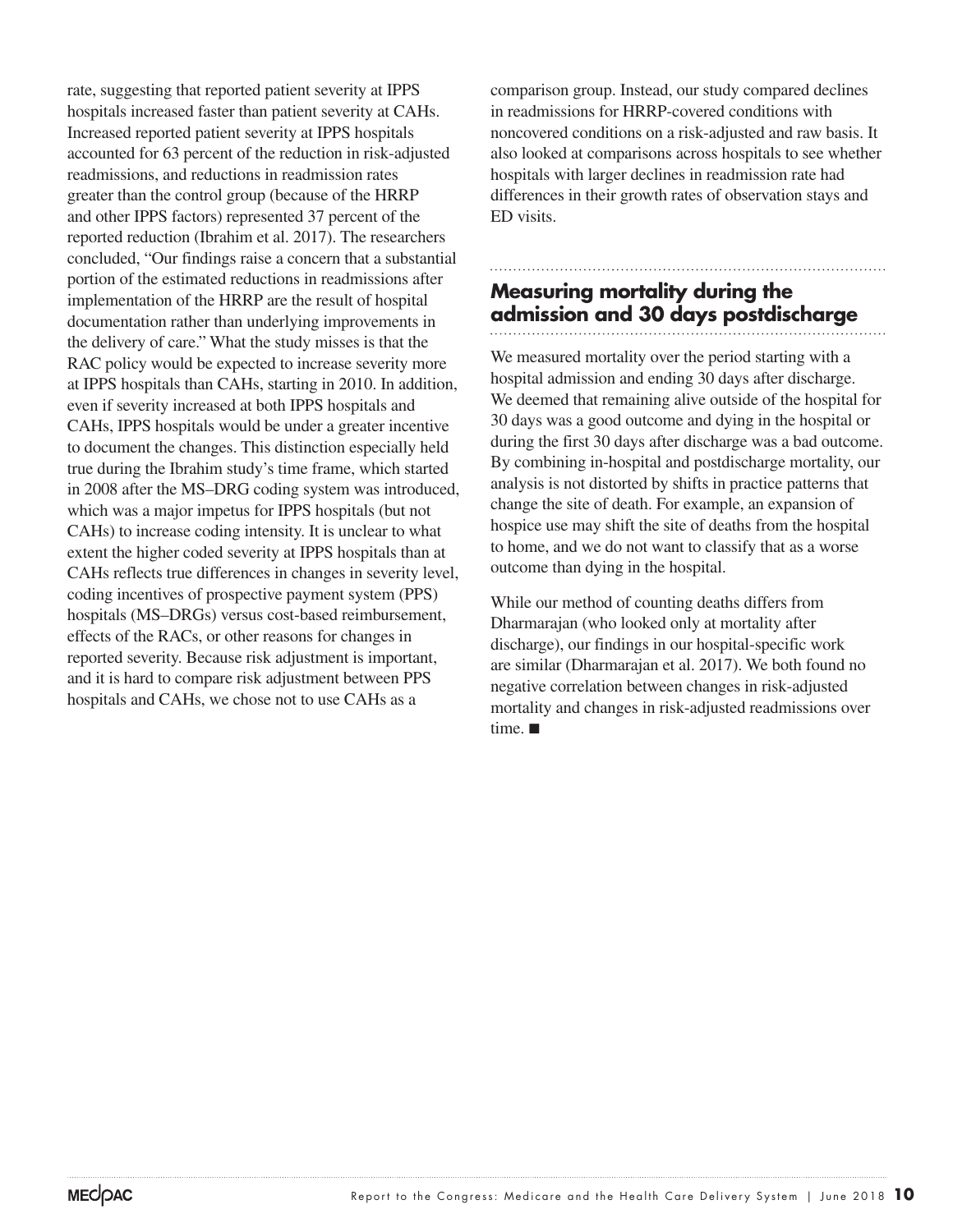rate, suggesting that reported patient severity at IPPS hospitals increased faster than patient severity at CAHs. Increased reported patient severity at IPPS hospitals accounted for 63 percent of the reduction in risk-adjusted readmissions, and reductions in readmission rates greater than the control group (because of the HRRP and other IPPS factors) represented 37 percent of the reported reduction (Ibrahim et al. 2017). The researchers concluded, "Our findings raise a concern that a substantial portion of the estimated reductions in readmissions after implementation of the HRRP are the result of hospital documentation rather than underlying improvements in the delivery of care." What the study misses is that the RAC policy would be expected to increase severity more at IPPS hospitals than CAHs, starting in 2010. In addition, even if severity increased at both IPPS hospitals and CAHs, IPPS hospitals would be under a greater incentive to document the changes. This distinction especially held true during the Ibrahim study's time frame, which started in 2008 after the MS–DRG coding system was introduced, which was a major impetus for IPPS hospitals (but not CAHs) to increase coding intensity. It is unclear to what extent the higher coded severity at IPPS hospitals than at CAHs reflects true differences in changes in severity level, coding incentives of prospective payment system (PPS) hospitals (MS–DRGs) versus cost-based reimbursement, effects of the RACs, or other reasons for changes in reported severity. Because risk adjustment is important, and it is hard to compare risk adjustment between PPS hospitals and CAHs, we chose not to use CAHs as a comparison group. Instead, our study compared declines in readmissions for HRRP-covered conditions with noncovered conditions on a risk-adjusted and raw basis. It also looked at comparisons across hospitals to see whether hospitals with larger declines in readmission rate had differences in their growth rates of observation stays and ED visits.

## Measuring mortality during the admission and 30 days postdischarge

We measured mortality over the period starting with a hospital admission and ending 30 days after discharge. We deemed that remaining alive outside of the hospital for 30 days was a good outcome and dying in the hospital or during the first 30 days after discharge was a bad outcome. By combining in-hospital and postdischarge mortality, our analysis is not distorted by shifts in practice patterns that change the site of death. For example, an expansion of hospice use may shift the site of deaths from the hospital to home, and we do not want to classify that as a worse outcome than dying in the hospital.

While our method of counting deaths differs from Dharmarajan (who looked only at mortality after discharge), our findings in our hospital-specific work are similar (Dharmarajan et al. 2017). We both found no negative correlation between changes in risk-adjusted mortality and changes in risk-adjusted readmissions over time. ■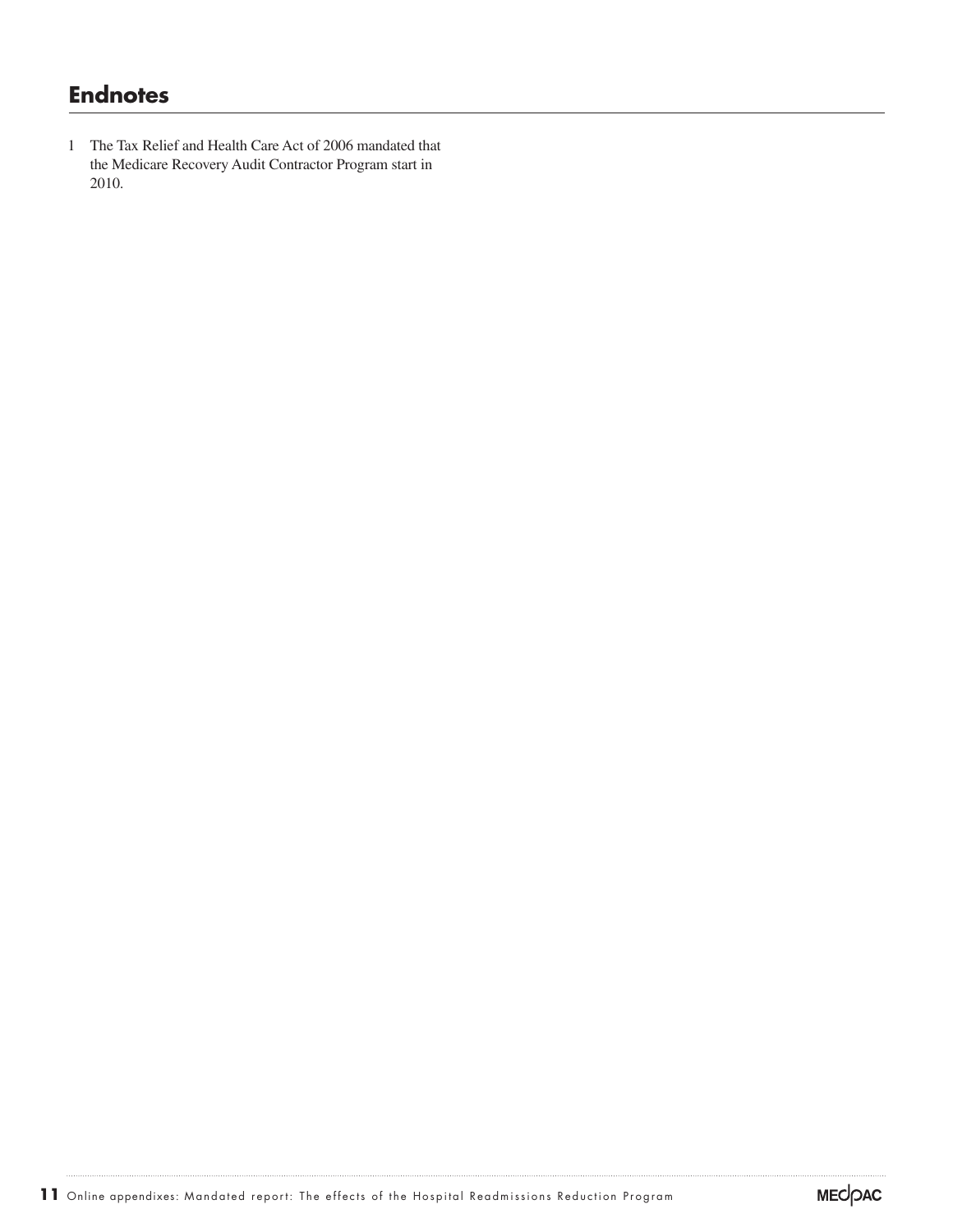## Endnotes

1 The Tax Relief and Health Care Act of 2006 mandated that the Medicare Recovery Audit Contractor Program start in 2010.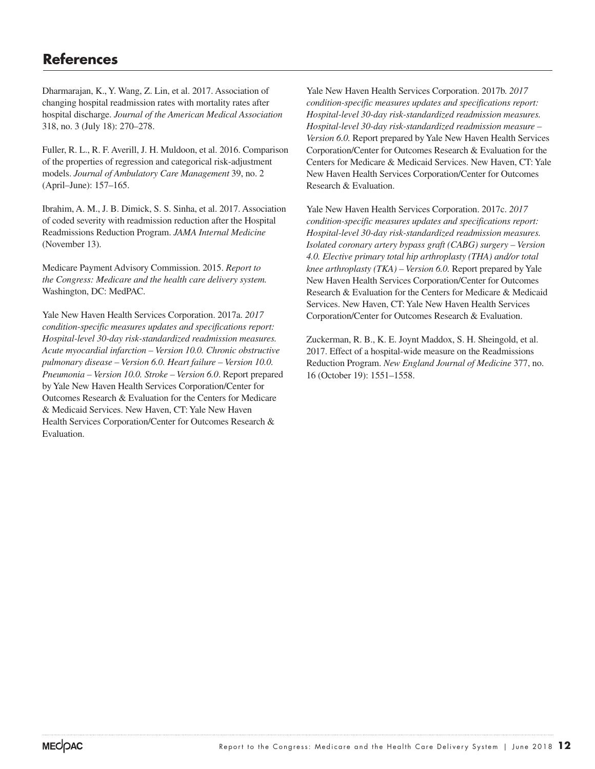## References

Dharmarajan, K., Y. Wang, Z. Lin, et al. 2017. Association of changing hospital readmission rates with mortality rates after hospital discharge. *Journal of the American Medical Association* 318, no. 3 (July 18): 270–278.

Fuller, R. L., R. F. Averill, J. H. Muldoon, et al. 2016. Comparison of the properties of regression and categorical risk-adjustment models. *Journal of Ambulatory Care Management* 39, no. 2 (April–June): 157–165.

Ibrahim, A. M., J. B. Dimick, S. S. Sinha, et al. 2017. Association of coded severity with readmission reduction after the Hospital Readmissions Reduction Program. *JAMA Internal Medicine* (November 13).

Medicare Payment Advisory Commission. 2015. *Report to the Congress: Medicare and the health care delivery system.* Washington, DC: MedPAC.

Yale New Haven Health Services Corporation. 2017a. *2017 condition-specific measures updates and specifications report: Hospital-level 30-day risk-standardized readmission measures. Acute myocardial infarction – Version 10.0. Chronic obstructive pulmonary disease – Version 6.0. Heart failure – Version 10.0. Pneumonia – Version 10.0. Stroke – Version 6.0*. Report prepared by Yale New Haven Health Services Corporation/Center for Outcomes Research & Evaluation for the Centers for Medicare & Medicaid Services. New Haven, CT: Yale New Haven Health Services Corporation/Center for Outcomes Research & Evaluation.

Yale New Haven Health Services Corporation. 2017b. *2017 condition-specific measures updates and specifications report: Hospital-level 30-day risk-standardized readmission measures. Hospital-level 30-day risk-standardized readmission measure – Version 6.0.* Report prepared by Yale New Haven Health Services Corporation/Center for Outcomes Research & Evaluation for the Centers for Medicare & Medicaid Services. New Haven, CT: Yale New Haven Health Services Corporation/Center for Outcomes Research & Evaluation.

Yale New Haven Health Services Corporation. 2017c. *2017 condition-specific measures updates and specifications report: Hospital-level 30-day risk-standardized readmission measures. Isolated coronary artery bypass graft (CABG) surgery – Version 4.0. Elective primary total hip arthroplasty (THA) and/or total knee arthroplasty (TKA) – Version 6.0.* Report prepared by Yale New Haven Health Services Corporation/Center for Outcomes Research & Evaluation for the Centers for Medicare & Medicaid Services. New Haven, CT: Yale New Haven Health Services Corporation/Center for Outcomes Research & Evaluation.

Zuckerman, R. B., K. E. Joynt Maddox, S. H. Sheingold, et al. 2017. Effect of a hospital-wide measure on the Readmissions Reduction Program. *New England Journal of Medicine* 377, no. 16 (October 19): 1551–1558.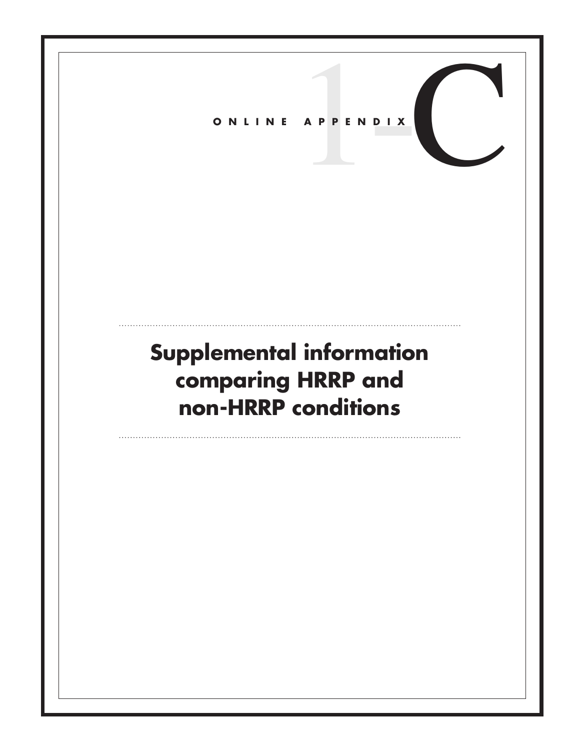ONLINE APPENDIX 1-C

# Supplemental information comparing HRRP and non-HRRP conditions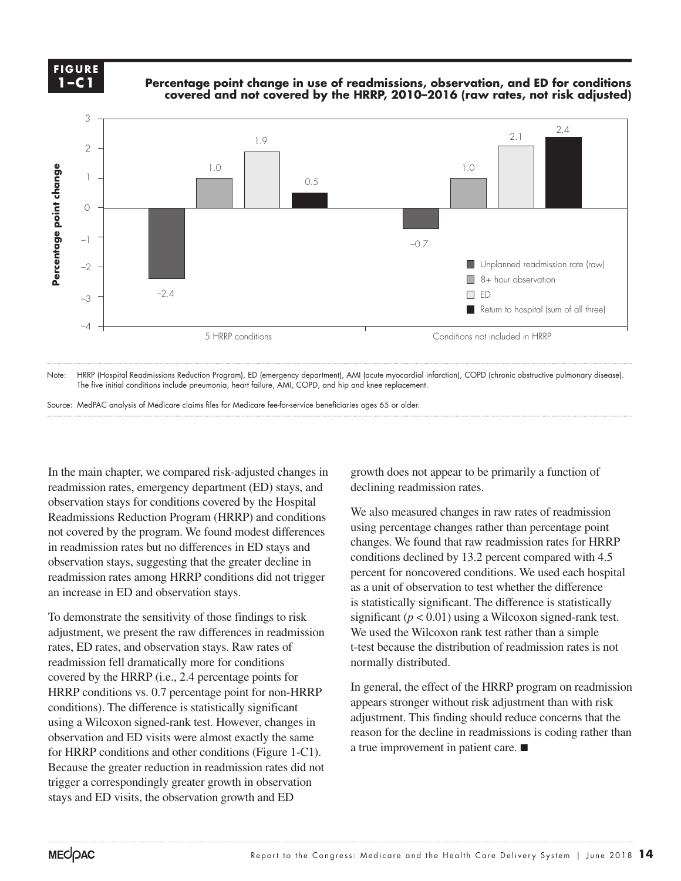**FIGURE 1–C1** **Percentage point change in use of readmissions, observation, and ED for conditions covered and not covered by the HRRP, 2010–2016 (raw rates, not risk adjusted)**

| | Unplanned readmission rate (raw) | 8+ hour observation | ED | Return to hospital (sum of all three) |
|---|---|---|---|---|
| 5 HRRP conditions | –2.4 | 1.0 | 1.9 | 0.5 |
| Conditions not included in HRRP | –0.7 | 1.0 | 2.1 | 2.4 |

Note: HRRP (Hospital Readmissions Reduction Program), ED (emergency department), AMI (acute myocardial infarction), COPD (chronic obstructive pulmonary disease). The five initial conditions include pneumonia, heart failure, AMI, COPD, and hip and knee replacement.

Source: MedPAC analysis of Medicare claims files for Medicare fee-for-service beneficiaries ages 65 or older.

In the main chapter, we compared risk-adjusted changes in readmission rates, emergency department (ED) stays, and observation stays for conditions covered by the Hospital Readmissions Reduction Program (HRRP) and conditions not covered by the program. We found modest differences in readmission rates but no differences in ED stays and observation stays, suggesting that the greater decline in readmission rates among HRRP conditions did not trigger an increase in ED and observation stays.

To demonstrate the sensitivity of those findings to risk adjustment, we present the raw differences in readmission rates, ED rates, and observation stays. Raw rates of readmission fell dramatically more for conditions covered by the HRRP (i.e., 2.4 percentage points for HRRP conditions vs. 0.7 percentage point for non-HRRP conditions). The difference is statistically significant using a Wilcoxon signed-rank test. However, changes in observation and ED visits were almost exactly the same for HRRP conditions and other conditions (Figure 1-C1). Because the greater reduction in readmission rates did not trigger a correspondingly greater growth in observation stays and ED visits, the observation growth and ED growth does not appear to be primarily a function of declining readmission rates.

We also measured changes in raw rates of readmission using percentage changes rather than percentage point changes. We found that raw readmission rates for HRRP conditions declined by 13.2 percent compared with 4.5 percent for noncovered conditions. We used each hospital as a unit of observation to test whether the difference is statistically significant. The difference is statistically significant ($p < 0.01$) using a Wilcoxon signed-rank test. We used the Wilcoxon rank test rather than a simple t-test because the distribution of readmission rates is not normally distributed.

In general, the effect of the HRRP program on readmission appears stronger without risk adjustment than with risk adjustment. This finding should reduce concerns that the reason for the decline in readmissions is coding rather than a true improvement in patient care. ■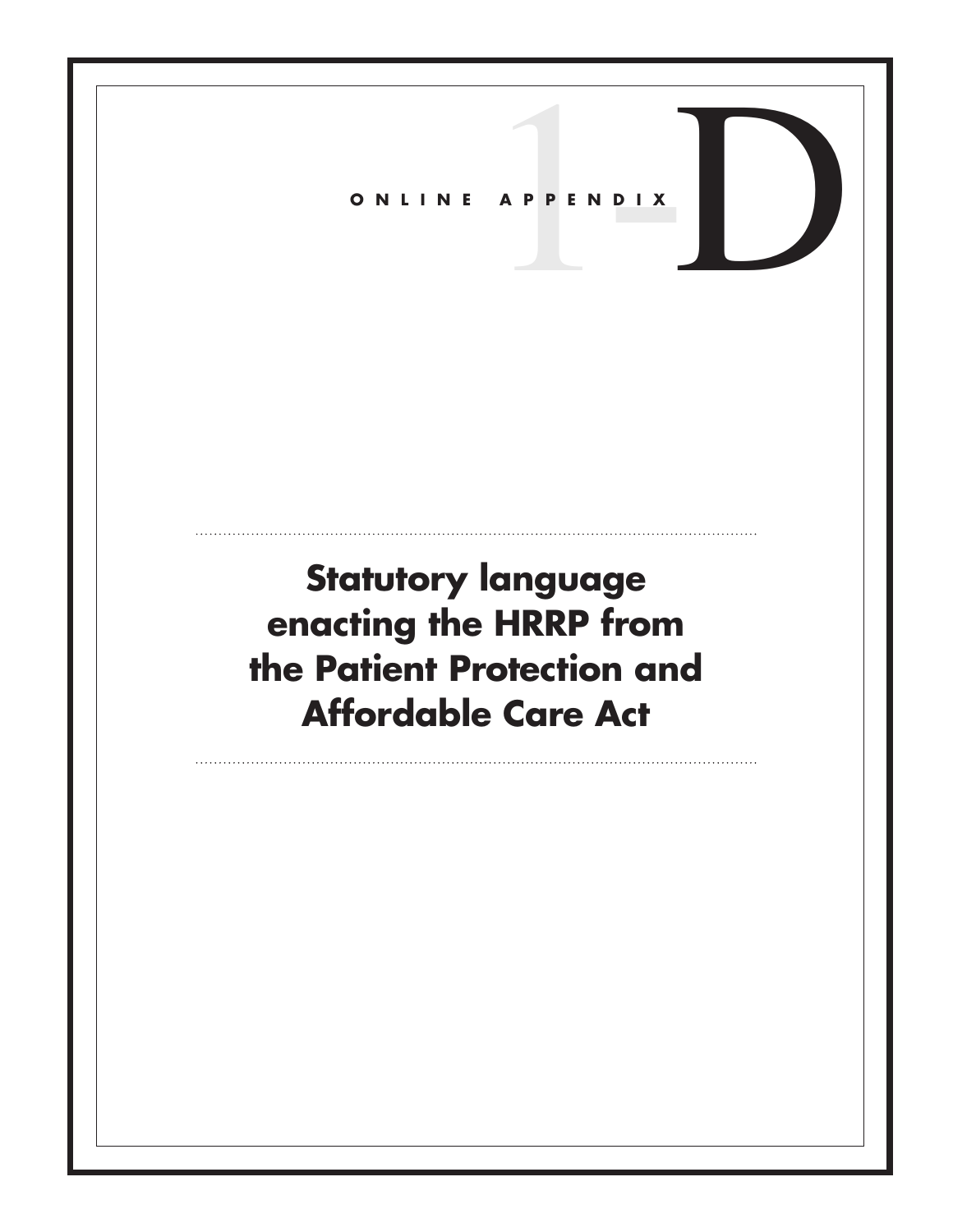ONLINE APPENDIX 1-D

# Statutory language enacting the HRRP from the Patient Protection and Affordable Care Act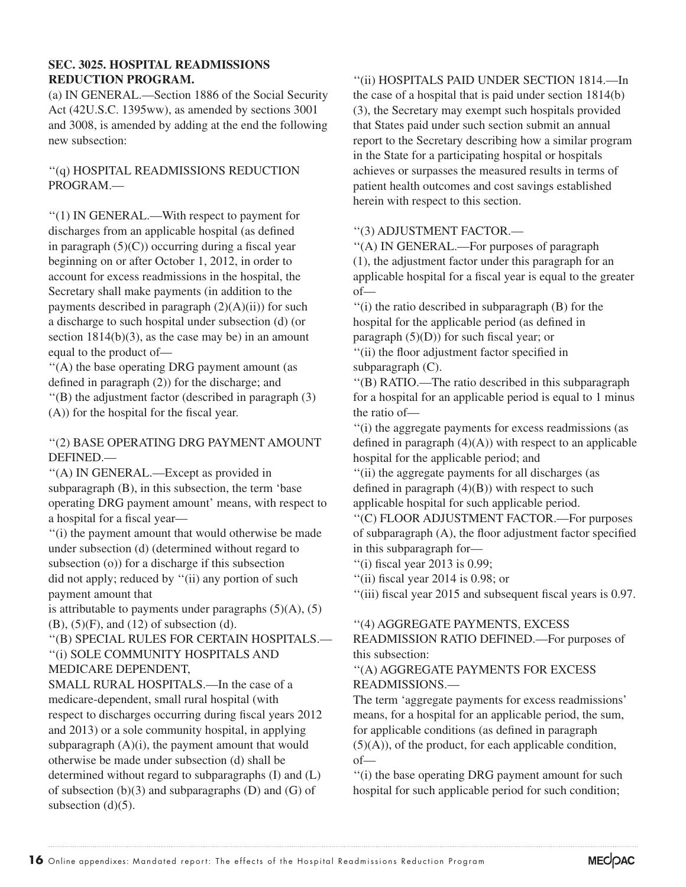**SEC. 3025. HOSPITAL READMISSIONS REDUCTION PROGRAM.**

(a) IN GENERAL.—Section 1886 of the Social Security Act (42U.S.C. 1395ww), as amended by sections 3001 and 3008, is amended by adding at the end the following new subsection:

''(q) HOSPITAL READMISSIONS REDUCTION PROGRAM.—

''(1) IN GENERAL.—With respect to payment for discharges from an applicable hospital (as defined in paragraph (5)(C)) occurring during a fiscal year beginning on or after October 1, 2012, in order to account for excess readmissions in the hospital, the Secretary shall make payments (in addition to the payments described in paragraph (2)(A)(ii)) for such a discharge to such hospital under subsection (d) (or section 1814(b)(3), as the case may be) in an amount equal to the product of—

''(A) the base operating DRG payment amount (as defined in paragraph (2)) for the discharge; and

''(B) the adjustment factor (described in paragraph (3)(A)) for the hospital for the fiscal year.

''(2) BASE OPERATING DRG PAYMENT AMOUNT DEFINED.—

''(A) IN GENERAL.—Except as provided in subparagraph (B), in this subsection, the term 'base operating DRG payment amount' means, with respect to a hospital for a fiscal year—

''(i) the payment amount that would otherwise be made under subsection (d) (determined without regard to subsection (o)) for a discharge if this subsection did not apply; reduced by ''(ii) any portion of such payment amount that

is attributable to payments under paragraphs (5)(A), (5)(B), (5)(F), and (12) of subsection (d).

''(B) SPECIAL RULES FOR CERTAIN HOSPITALS.—

''(i) SOLE COMMUNITY HOSPITALS AND MEDICARE DEPENDENT,

SMALL RURAL HOSPITALS.—In the case of a medicare-dependent, small rural hospital (with respect to discharges occurring during fiscal years 2012 and 2013) or a sole community hospital, in applying subparagraph (A)(i), the payment amount that would otherwise be made under subsection (d) shall be determined without regard to subparagraphs (I) and (L) of subsection (b)(3) and subparagraphs (D) and (G) of subsection (d)(5).

''(ii) HOSPITALS PAID UNDER SECTION 1814.—In the case of a hospital that is paid under section 1814(b)(3), the Secretary may exempt such hospitals provided that States paid under such section submit an annual report to the Secretary describing how a similar program in the State for a participating hospital or hospitals achieves or surpasses the measured results in terms of patient health outcomes and cost savings established herein with respect to this section.

''(3) ADJUSTMENT FACTOR.—

''(A) IN GENERAL.—For purposes of paragraph (1), the adjustment factor under this paragraph for an applicable hospital for a fiscal year is equal to the greater of—

''(i) the ratio described in subparagraph (B) for the hospital for the applicable period (as defined in paragraph (5)(D)) for such fiscal year; or

''(ii) the floor adjustment factor specified in subparagraph (C).

''(B) RATIO.—The ratio described in this subparagraph for a hospital for an applicable period is equal to 1 minus the ratio of—

''(i) the aggregate payments for excess readmissions (as defined in paragraph (4)(A)) with respect to an applicable hospital for the applicable period; and

''(ii) the aggregate payments for all discharges (as defined in paragraph (4)(B)) with respect to such applicable hospital for such applicable period.

''(C) FLOOR ADJUSTMENT FACTOR.—For purposes of subparagraph (A), the floor adjustment factor specified in this subparagraph for—

''(i) fiscal year 2013 is 0.99;

''(ii) fiscal year 2014 is 0.98; or

''(iii) fiscal year 2015 and subsequent fiscal years is 0.97.

''(4) AGGREGATE PAYMENTS, EXCESS READMISSION RATIO DEFINED.—For purposes of this subsection:

''(A) AGGREGATE PAYMENTS FOR EXCESS READMISSIONS.—

The term 'aggregate payments for excess readmissions' means, for a hospital for an applicable period, the sum, for applicable conditions (as defined in paragraph (5)(A)), of the product, for each applicable condition, of—

''(i) the base operating DRG payment amount for such hospital for such applicable period for such condition;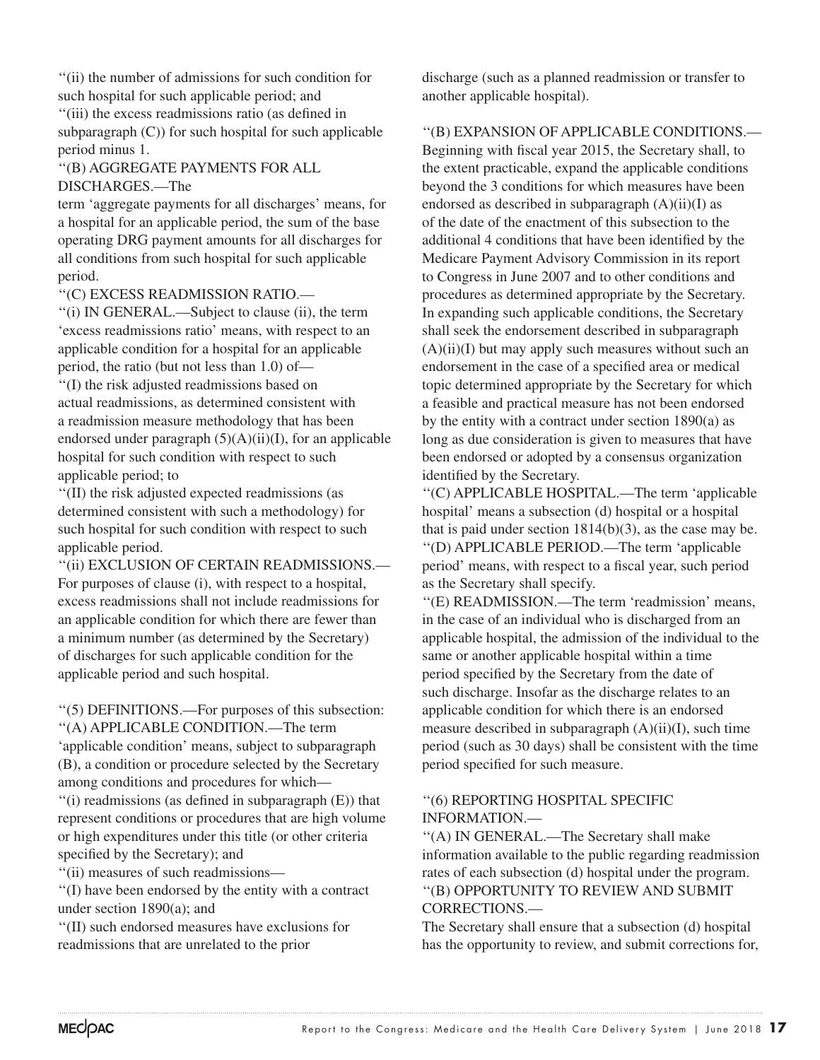''(ii) the number of admissions for such condition for such hospital for such applicable period; and

''(iii) the excess readmissions ratio (as defined in subparagraph (C)) for such hospital for such applicable period minus 1.

''(B) AGGREGATE PAYMENTS FOR ALL DISCHARGES.—The term 'aggregate payments for all discharges' means, for a hospital for an applicable period, the sum of the base operating DRG payment amounts for all discharges for all conditions from such hospital for such applicable period.

''(C) EXCESS READMISSION RATIO.—

''(i) IN GENERAL.—Subject to clause (ii), the term 'excess readmissions ratio' means, with respect to an applicable condition for a hospital for an applicable period, the ratio (but not less than 1.0) of—

''(I) the risk adjusted readmissions based on actual readmissions, as determined consistent with a readmission measure methodology that has been endorsed under paragraph (5)(A)(ii)(I), for an applicable hospital for such condition with respect to such applicable period; to

''(II) the risk adjusted expected readmissions (as determined consistent with such a methodology) for such hospital for such condition with respect to such applicable period.

''(ii) EXCLUSION OF CERTAIN READMISSIONS.—For purposes of clause (i), with respect to a hospital, excess readmissions shall not include readmissions for an applicable condition for which there are fewer than a minimum number (as determined by the Secretary) of discharges for such applicable condition for the applicable period and such hospital.

''(5) DEFINITIONS.—For purposes of this subsection:

''(A) APPLICABLE CONDITION.—The term 'applicable condition' means, subject to subparagraph (B), a condition or procedure selected by the Secretary among conditions and procedures for which—

''(i) readmissions (as defined in subparagraph (E)) that represent conditions or procedures that are high volume or high expenditures under this title (or other criteria specified by the Secretary); and

''(ii) measures of such readmissions—

''(I) have been endorsed by the entity with a contract under section 1890(a); and

''(II) such endorsed measures have exclusions for readmissions that are unrelated to the prior discharge (such as a planned readmission or transfer to another applicable hospital).

''(B) EXPANSION OF APPLICABLE CONDITIONS.—Beginning with fiscal year 2015, the Secretary shall, to the extent practicable, expand the applicable conditions beyond the 3 conditions for which measures have been endorsed as described in subparagraph (A)(ii)(I) as of the date of the enactment of this subsection to the additional 4 conditions that have been identified by the Medicare Payment Advisory Commission in its report to Congress in June 2007 and to other conditions and procedures as determined appropriate by the Secretary. In expanding such applicable conditions, the Secretary shall seek the endorsement described in subparagraph (A)(ii)(I) but may apply such measures without such an endorsement in the case of a specified area or medical topic determined appropriate by the Secretary for which a feasible and practical measure has not been endorsed by the entity with a contract under section 1890(a) as long as due consideration is given to measures that have been endorsed or adopted by a consensus organization identified by the Secretary.

''(C) APPLICABLE HOSPITAL.—The term 'applicable hospital' means a subsection (d) hospital or a hospital that is paid under section 1814(b)(3), as the case may be.

''(D) APPLICABLE PERIOD.—The term 'applicable period' means, with respect to a fiscal year, such period as the Secretary shall specify.

''(E) READMISSION.—The term 'readmission' means, in the case of an individual who is discharged from an applicable hospital, the admission of the individual to the same or another applicable hospital within a time period specified by the Secretary from the date of such discharge. Insofar as the discharge relates to an applicable condition for which there is an endorsed measure described in subparagraph (A)(ii)(I), such time period (such as 30 days) shall be consistent with the time period specified for such measure.

''(6) REPORTING HOSPITAL SPECIFIC INFORMATION.—

''(A) IN GENERAL.—The Secretary shall make information available to the public regarding readmission rates of each subsection (d) hospital under the program.

''(B) OPPORTUNITY TO REVIEW AND SUBMIT CORRECTIONS.—

The Secretary shall ensure that a subsection (d) hospital has the opportunity to review, and submit corrections for,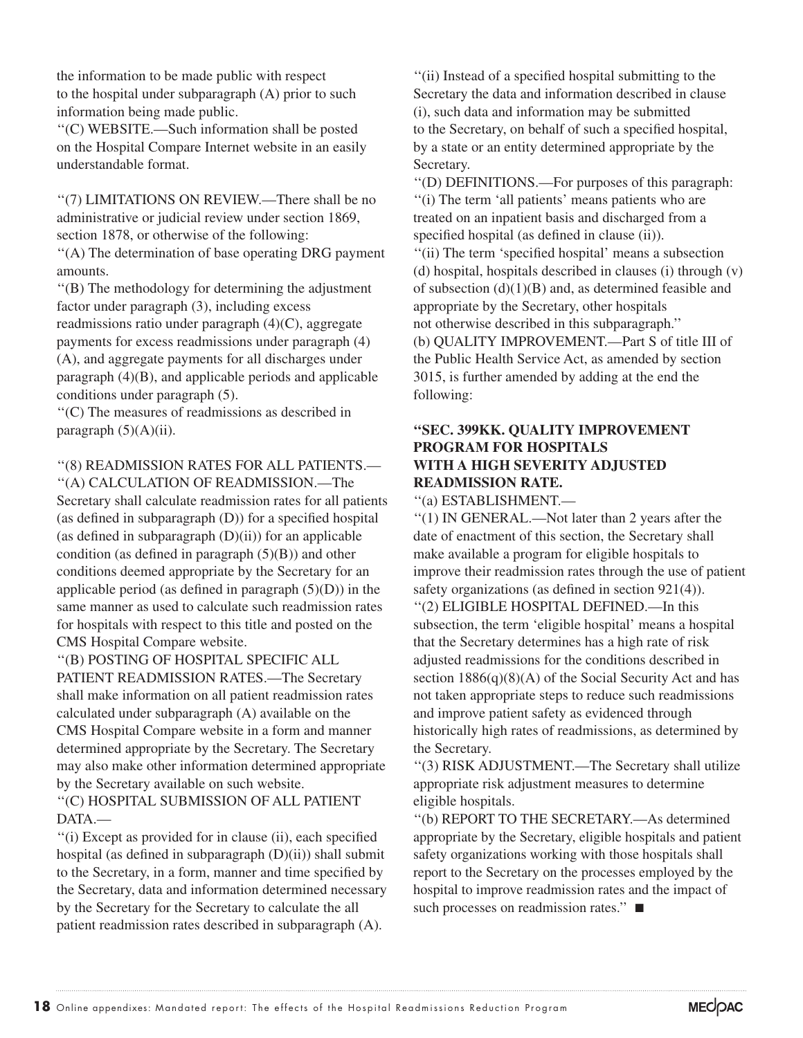the information to be made public with respect to the hospital under subparagraph (A) prior to such information being made public.

''(C) WEBSITE.—Such information shall be posted on the Hospital Compare Internet website in an easily understandable format.

''(7) LIMITATIONS ON REVIEW.—There shall be no administrative or judicial review under section 1869, section 1878, or otherwise of the following:

''(A) The determination of base operating DRG payment amounts.

''(B) The methodology for determining the adjustment factor under paragraph (3), including excess readmissions ratio under paragraph (4)(C), aggregate payments for excess readmissions under paragraph (4)(A), and aggregate payments for all discharges under paragraph (4)(B), and applicable periods and applicable conditions under paragraph (5).

''(C) The measures of readmissions as described in paragraph (5)(A)(ii).

''(8) READMISSION RATES FOR ALL PATIENTS.—

''(A) CALCULATION OF READMISSION.—The Secretary shall calculate readmission rates for all patients (as defined in subparagraph (D)) for a specified hospital (as defined in subparagraph (D)(ii)) for an applicable condition (as defined in paragraph (5)(B)) and other conditions deemed appropriate by the Secretary for an applicable period (as defined in paragraph (5)(D)) in the same manner as used to calculate such readmission rates for hospitals with respect to this title and posted on the CMS Hospital Compare website.

''(B) POSTING OF HOSPITAL SPECIFIC ALL PATIENT READMISSION RATES.—The Secretary shall make information on all patient readmission rates calculated under subparagraph (A) available on the CMS Hospital Compare website in a form and manner determined appropriate by the Secretary. The Secretary may also make other information determined appropriate by the Secretary available on such website.

''(C) HOSPITAL SUBMISSION OF ALL PATIENT DATA.—

''(i) Except as provided for in clause (ii), each specified hospital (as defined in subparagraph (D)(ii)) shall submit to the Secretary, in a form, manner and time specified by the Secretary, data and information determined necessary by the Secretary for the Secretary to calculate the all patient readmission rates described in subparagraph (A).

''(ii) Instead of a specified hospital submitting to the Secretary the data and information described in clause (i), such data and information may be submitted to the Secretary, on behalf of such a specified hospital, by a state or an entity determined appropriate by the Secretary.

''(D) DEFINITIONS.—For purposes of this paragraph:

''(i) The term 'all patients' means patients who are treated on an inpatient basis and discharged from a specified hospital (as defined in clause (ii)).

''(ii) The term 'specified hospital' means a subsection (d) hospital, hospitals described in clauses (i) through (v) of subsection (d)(1)(B) and, as determined feasible and appropriate by the Secretary, other hospitals not otherwise described in this subparagraph.''

(b) QUALITY IMPROVEMENT.—Part S of title III of the Public Health Service Act, as amended by section 3015, is further amended by adding at the end the following:

**"SEC. 399KK. QUALITY IMPROVEMENT PROGRAM FOR HOSPITALS WITH A HIGH SEVERITY ADJUSTED READMISSION RATE.**

''(a) ESTABLISHMENT.—

''(1) IN GENERAL.—Not later than 2 years after the date of enactment of this section, the Secretary shall make available a program for eligible hospitals to improve their readmission rates through the use of patient safety organizations (as defined in section 921(4)).

''(2) ELIGIBLE HOSPITAL DEFINED.—In this subsection, the term 'eligible hospital' means a hospital that the Secretary determines has a high rate of risk adjusted readmissions for the conditions described in section 1886(q)(8)(A) of the Social Security Act and has not taken appropriate steps to reduce such readmissions and improve patient safety as evidenced through historically high rates of readmissions, as determined by the Secretary.

''(3) RISK ADJUSTMENT.—The Secretary shall utilize appropriate risk adjustment measures to determine eligible hospitals.

''(b) REPORT TO THE SECRETARY.—As determined appropriate by the Secretary, eligible hospitals and patient safety organizations working with those hospitals shall report to the Secretary on the processes employed by the hospital to improve readmission rates and the impact of such processes on readmission rates.'' ■